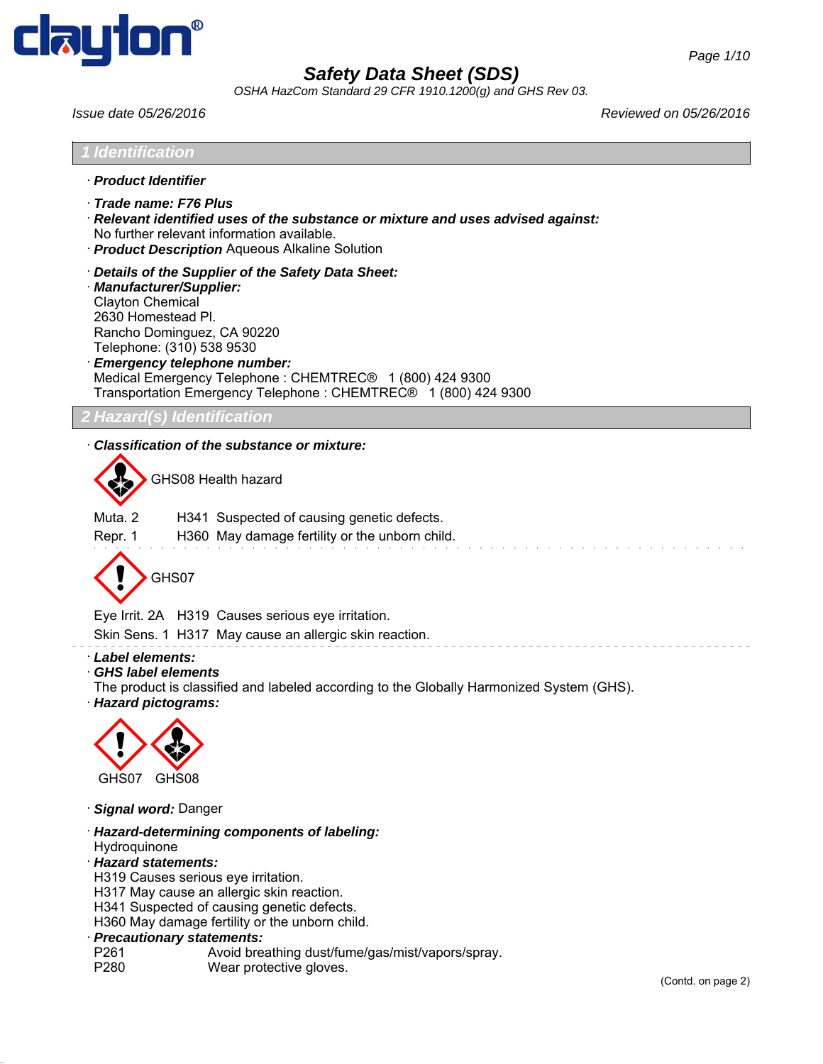# Safety Data Sheet (SDS)

*OSHA HazCom Standard 29 CFR 1910.1200(g) and GHS Rev 03.*

*Issue date 05/26/2016* *Reviewed on 05/26/2016*

## 1 Identification

· ***Product Identifier***

· ***Trade name: F76 Plus***

· ***Relevant identified uses of the substance or mixture and uses advised against:***
No further relevant information available.

· ***Product Description*** Aqueous Alkaline Solution

· ***Details of the Supplier of the Safety Data Sheet:***

· ***Manufacturer/Supplier:***
Clayton Chemical
2630 Homestead Pl.
Rancho Dominguez, CA 90220
Telephone: (310) 538 9530

· ***Emergency telephone number:***
Medical Emergency Telephone : CHEMTREC® 1 (800) 424 9300
Transportation Emergency Telephone : CHEMTREC® 1 (800) 424 9300

## 2 Hazard(s) Identification

· ***Classification of the substance or mixture:***

GHS08 Health hazard

| | | |
|---|---|---|
| Muta. 2 | H341 | Suspected of causing genetic defects. |
| Repr. 1 | H360 | May damage fertility or the unborn child. |

GHS07

| | | |
|---|---|---|
| Eye Irrit. 2A | H319 | Causes serious eye irritation. |
| Skin Sens. 1 | H317 | May cause an allergic skin reaction. |

· ***Label elements:***

· ***GHS label elements***
The product is classified and labeled according to the Globally Harmonized System (GHS).

· ***Hazard pictograms:***

GHS07 GHS08

· ***Signal word:*** Danger

· ***Hazard-determining components of labeling:***
Hydroquinone

· ***Hazard statements:***
H319 Causes serious eye irritation.
H317 May cause an allergic skin reaction.
H341 Suspected of causing genetic defects.
H360 May damage fertility or the unborn child.

· ***Precautionary statements:***

| | |
|---|---|
| P261 | Avoid breathing dust/fume/gas/mist/vapors/spray. |
| P280 | Wear protective gloves. |

(Contd. on page 2)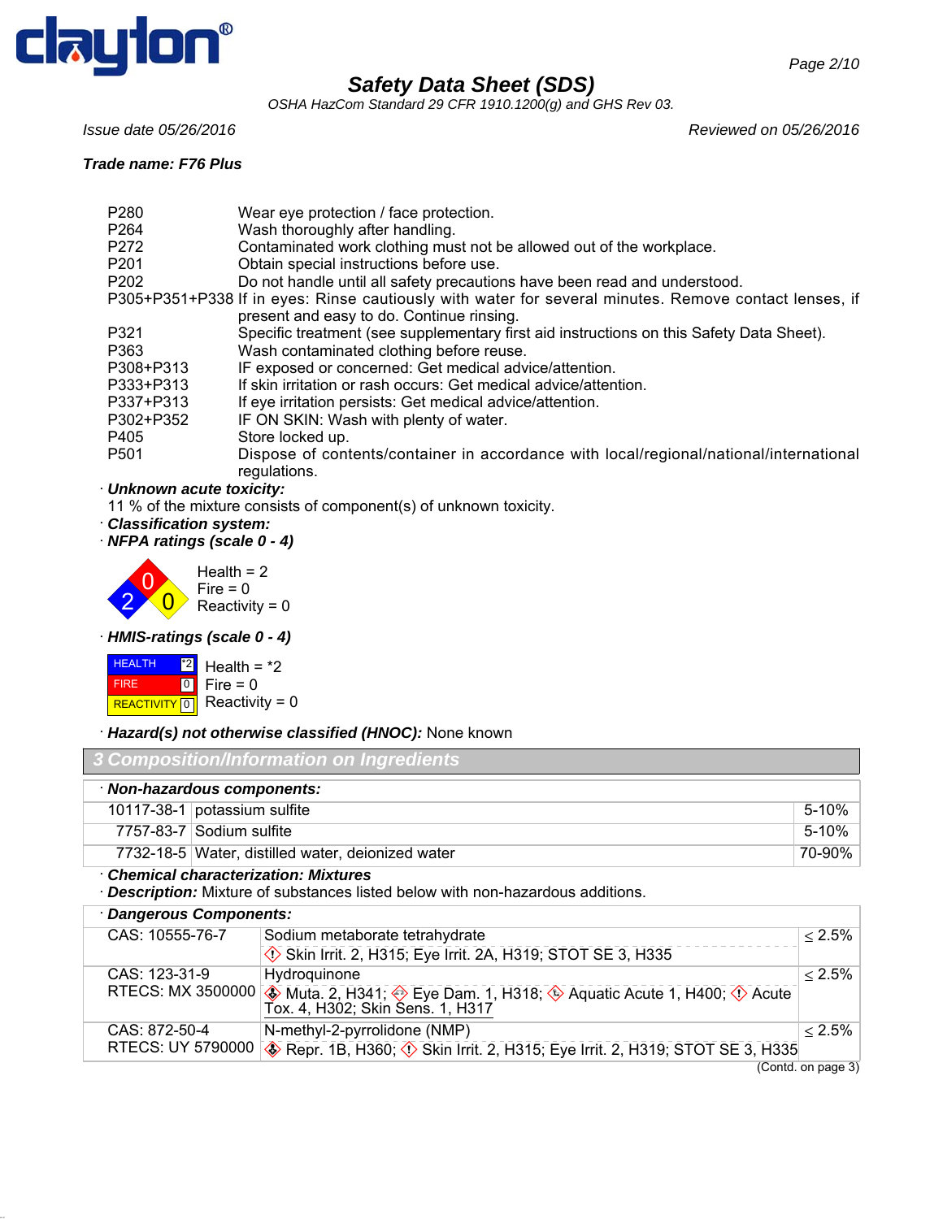**Trade name: F76 Plus**

| | |
|---|---|
| P280 | Wear eye protection / face protection. |
| P264 | Wash thoroughly after handling. |
| P272 | Contaminated work clothing must not be allowed out of the workplace. |
| P201 | Obtain special instructions before use. |
| P202 | Do not handle until all safety precautions have been read and understood. |
| P305+P351+P338 | If in eyes: Rinse cautiously with water for several minutes. Remove contact lenses, if present and easy to do. Continue rinsing. |
| P321 | Specific treatment (see supplementary first aid instructions on this Safety Data Sheet). |
| P363 | Wash contaminated clothing before reuse. |
| P308+P313 | IF exposed or concerned: Get medical advice/attention. |
| P333+P313 | If skin irritation or rash occurs: Get medical advice/attention. |
| P337+P313 | If eye irritation persists: Get medical advice/attention. |
| P302+P352 | IF ON SKIN: Wash with plenty of water. |
| P405 | Store locked up. |
| P501 | Dispose of contents/container in accordance with local/regional/national/international regulations. |

· ***Unknown acute toxicity:***
11 % of the mixture consists of component(s) of unknown toxicity.

· ***Classification system:***

· ***NFPA ratings (scale 0 - 4)***

Health = 2
Fire = 0
Reactivity = 0

· ***HMIS-ratings (scale 0 - 4)***

| | |
|---|---|
| HEALTH | *2 |
| FIRE | 0 |
| REACTIVITY | 0 |

Health = *2
Fire = 0
Reactivity = 0

· ***Hazard(s) not otherwise classified (HNOC):*** None known

## 3 Composition/Information on Ingredients

· ***Non-hazardous components:***

| CAS | Name | Concentration |
|---|---|---|
| 10117-38-1 | potassium sulfite | 5-10% |
| 7757-83-7 | Sodium sulfite | 5-10% |
| 7732-18-5 | Water, distilled water, deionized water | 70-90% |

· ***Chemical characterization: Mixtures***
· ***Description:*** Mixture of substances listed below with non-hazardous additions.

· ***Dangerous Components:***

| Identifier | Component / Classification | Concentration |
|---|---|---|
| CAS: 10555-76-7 | Sodium metaborate tetrahydrate<br>Skin Irrit. 2, H315; Eye Irrit. 2A, H319; STOT SE 3, H335 | ≤ 2.5% |
| CAS: 123-31-9<br>RTECS: MX 3500000 | Hydroquinone<br>Muta. 2, H341; Eye Dam. 1, H318; Aquatic Acute 1, H400; Acute Tox. 4, H302; Skin Sens. 1, H317 | ≤ 2.5% |
| CAS: 872-50-4<br>RTECS: UY 5790000 | N-methyl-2-pyrrolidone (NMP)<br>Repr. 1B, H360; Skin Irrit. 2, H315; Eye Irrit. 2, H319; STOT SE 3, H335 | ≤ 2.5% |

(Contd. on page 3)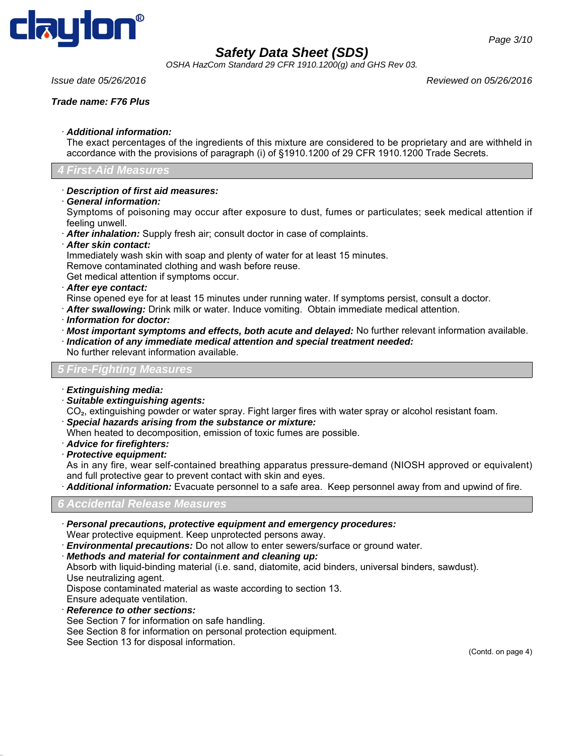· ***Additional information:***
The exact percentages of the ingredients of this mixture are considered to be proprietary and are withheld in accordance with the provisions of paragraph (i) of §1910.1200 of 29 CFR 1910.1200 Trade Secrets.

## 4 First-Aid Measures

· ***Description of first aid measures:***
· ***General information:***
Symptoms of poisoning may occur after exposure to dust, fumes or particulates; seek medical attention if feeling unwell.
· ***After inhalation:*** Supply fresh air; consult doctor in case of complaints.
· ***After skin contact:***
Immediately wash skin with soap and plenty of water for at least 15 minutes.
Remove contaminated clothing and wash before reuse.
Get medical attention if symptoms occur.
· ***After eye contact:***
Rinse opened eye for at least 15 minutes under running water. If symptoms persist, consult a doctor.
· ***After swallowing:*** Drink milk or water. Induce vomiting. Obtain immediate medical attention.
· ***Information for doctor:***
· ***Most important symptoms and effects, both acute and delayed:*** No further relevant information available.
· ***Indication of any immediate medical attention and special treatment needed:***
No further relevant information available.

## 5 Fire-Fighting Measures

· ***Extinguishing media:***
· ***Suitable extinguishing agents:***
$CO_2$, extinguishing powder or water spray. Fight larger fires with water spray or alcohol resistant foam.
· ***Special hazards arising from the substance or mixture:***
When heated to decomposition, emission of toxic fumes are possible.
· ***Advice for firefighters:***
· ***Protective equipment:***
As in any fire, wear self-contained breathing apparatus pressure-demand (NIOSH approved or equivalent) and full protective gear to prevent contact with skin and eyes.
· ***Additional information:*** Evacuate personnel to a safe area. Keep personnel away from and upwind of fire.

## 6 Accidental Release Measures

· ***Personal precautions, protective equipment and emergency procedures:***
Wear protective equipment. Keep unprotected persons away.
· ***Environmental precautions:*** Do not allow to enter sewers/surface or ground water.
· ***Methods and material for containment and cleaning up:***
Absorb with liquid-binding material (i.e. sand, diatomite, acid binders, universal binders, sawdust).
Use neutralizing agent.
Dispose contaminated material as waste according to section 13.
Ensure adequate ventilation.
· ***Reference to other sections:***
See Section 7 for information on safe handling.
See Section 8 for information on personal protection equipment.
See Section 13 for disposal information.

(Contd. on page 4)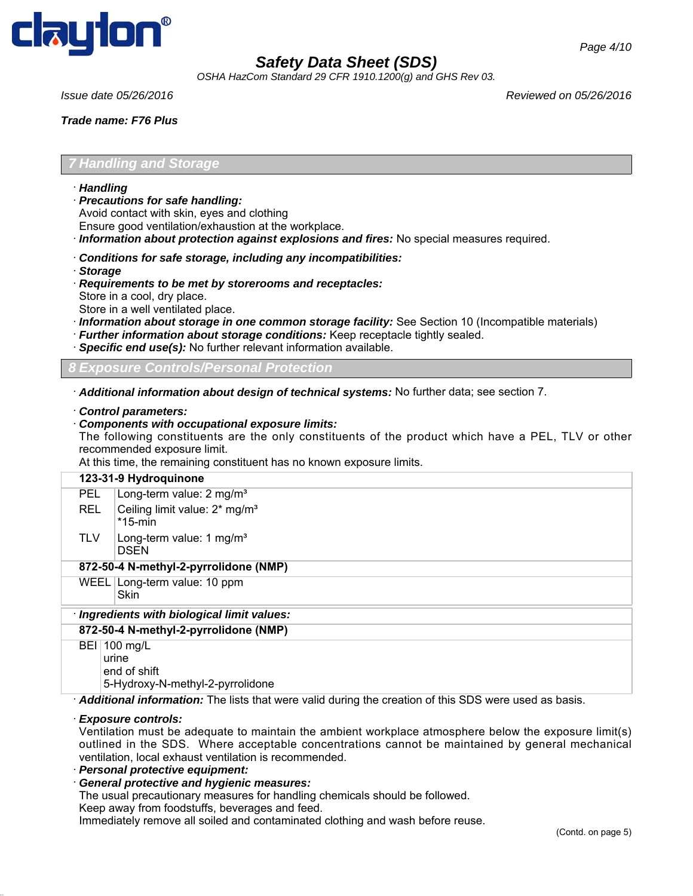## 7 Handling and Storage

· **Handling**
· ***Precautions for safe handling:***
Avoid contact with skin, eyes and clothing
Ensure good ventilation/exhaustion at the workplace.
· ***Information about protection against explosions and fires:*** No special measures required.

· ***Conditions for safe storage, including any incompatibilities:***
· ***Storage***
· ***Requirements to be met by storerooms and receptacles:***
Store in a cool, dry place.
Store in a well ventilated place.
· ***Information about storage in one common storage facility:*** See Section 10 (Incompatible materials)
· ***Further information about storage conditions:*** Keep receptacle tightly sealed.
· ***Specific end use(s):*** No further relevant information available.

## 8 Exposure Controls/Personal Protection

· ***Additional information about design of technical systems:*** No further data; see section 7.

· ***Control parameters:***
· ***Components with occupational exposure limits:***
The following constituents are the only constituents of the product which have a PEL, TLV or other recommended exposure limit.
At this time, the remaining constituent has no known exposure limits.

| **123-31-9 Hydroquinone** | |
|---|---|
| PEL | Long-term value: 2 mg/m³ |
| REL | Ceiling limit value: 2* mg/m³<br>*15-min |
| TLV | Long-term value: 1 mg/m³<br>DSEN |
| **872-50-4 N-methyl-2-pyrrolidone (NMP)** | |
| WEEL | Long-term value: 10 ppm<br>Skin |

· ***Ingredients with biological limit values:***

| **872-50-4 N-methyl-2-pyrrolidone (NMP)** | |
|---|---|
| BEI | 100 mg/L<br>urine<br>end of shift<br>5-Hydroxy-N-methyl-2-pyrrolidone |

· ***Additional information:*** The lists that were valid during the creation of this SDS were used as basis.

· ***Exposure controls:***
Ventilation must be adequate to maintain the ambient workplace atmosphere below the exposure limit(s) outlined in the SDS. Where acceptable concentrations cannot be maintained by general mechanical ventilation, local exhaust ventilation is recommended.
· ***Personal protective equipment:***
· ***General protective and hygienic measures:***
The usual precautionary measures for handling chemicals should be followed.
Keep away from foodstuffs, beverages and feed.
Immediately remove all soiled and contaminated clothing and wash before reuse.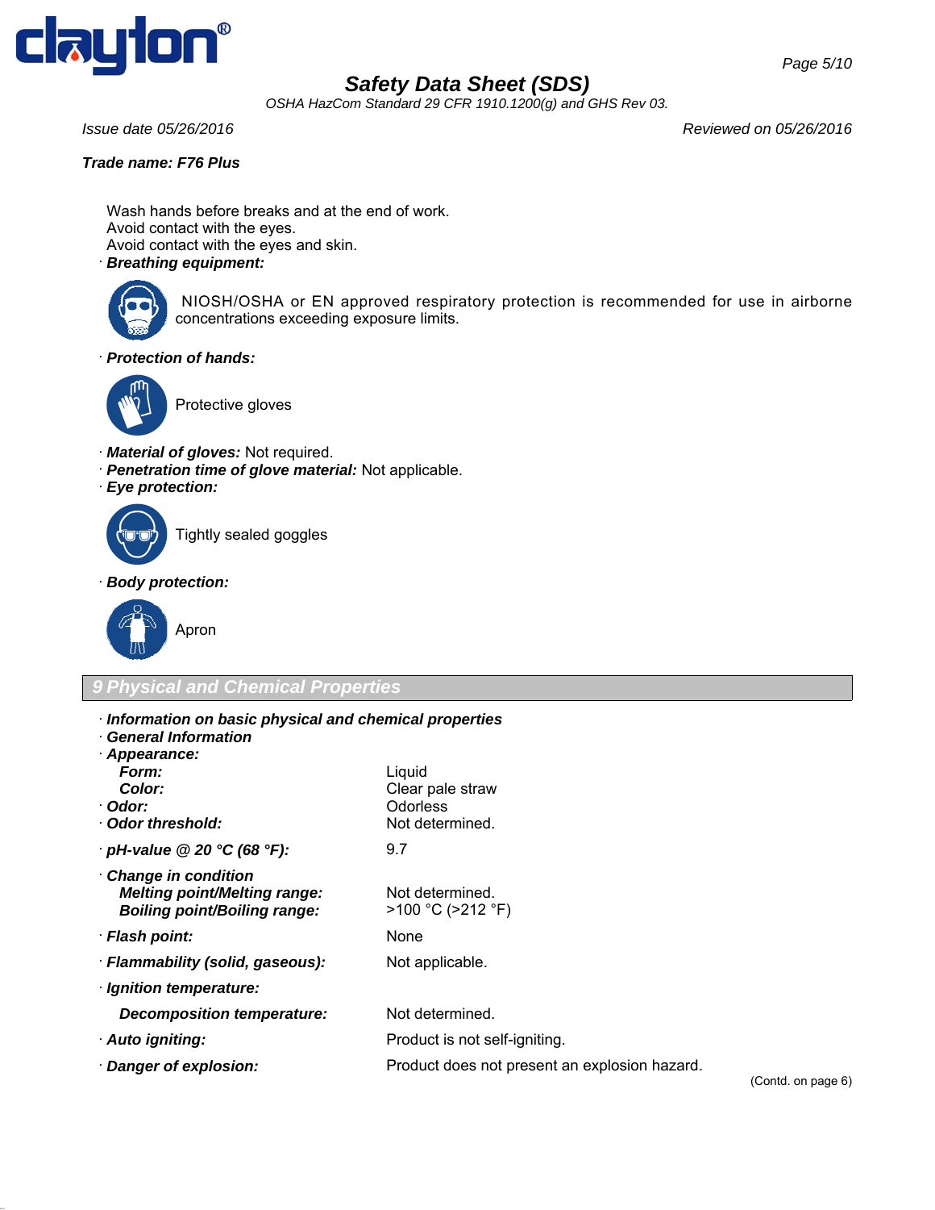Wash hands before breaks and at the end of work.
Avoid contact with the eyes.
Avoid contact with the eyes and skin.

· ***Breathing equipment:***

NIOSH/OSHA or EN approved respiratory protection is recommended for use in airborne concentrations exceeding exposure limits.

· ***Protection of hands:***

Protective gloves

· ***Material of gloves:*** Not required.
· ***Penetration time of glove material:*** Not applicable.
· ***Eye protection:***

Tightly sealed goggles

· ***Body protection:***

Apron

## 9 Physical and Chemical Properties

· ***Information on basic physical and chemical properties***
· ***General Information***
· ***Appearance:***

| | |
|---|---|
| ***Form:*** | Liquid |
| ***Color:*** | Clear pale straw |
| · ***Odor:*** | Odorless |
| · ***Odor threshold:*** | Not determined. |
| · ***pH-value @ 20 °C (68 °F):*** | 9.7 |
| · ***Change in condition*** | |
| ***Melting point/Melting range:*** | Not determined. |
| ***Boiling point/Boiling range:*** | >100 °C (>212 °F) |
| · ***Flash point:*** | None |
| · ***Flammability (solid, gaseous):*** | Not applicable. |
| · ***Ignition temperature:*** | |
| ***Decomposition temperature:*** | Not determined. |
| · ***Auto igniting:*** | Product is not self-igniting. |
| · ***Danger of explosion:*** | Product does not present an explosion hazard. |

(Contd. on page 6)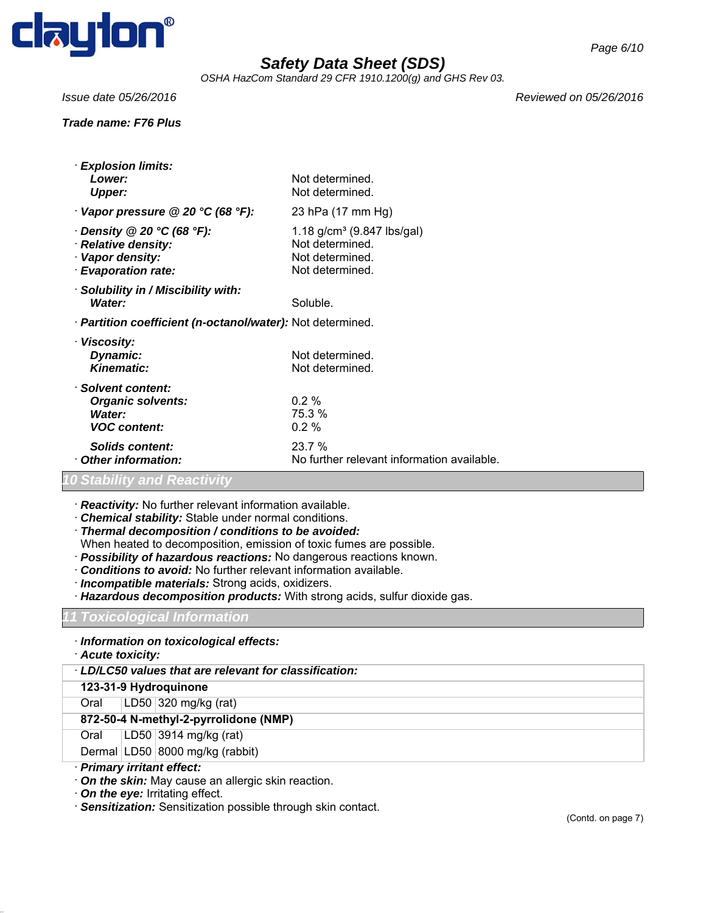· ***Explosion limits:***
  - ***Lower:*** Not determined.
  - ***Upper:*** Not determined.

· ***Vapor pressure @ 20 °C (68 °F):*** 23 hPa (17 mm Hg)

· ***Density @ 20 °C (68 °F):*** 1.18 g/cm³ (9.847 lbs/gal)
· ***Relative density:*** Not determined.
· ***Vapor density:*** Not determined.
· ***Evaporation rate:*** Not determined.

· ***Solubility in / Miscibility with:***
  - ***Water:*** Soluble.

· ***Partition coefficient (n-octanol/water):*** Not determined.

· ***Viscosity:***
  - ***Dynamic:*** Not determined.
  - ***Kinematic:*** Not determined.

· ***Solvent content:***
  - ***Organic solvents:*** 0.2 %
  - ***Water:*** 75.3 %
  - ***VOC content:*** 0.2 %
  - ***Solids content:*** 23.7 %

· ***Other information:*** No further relevant information available.

## *10 Stability and Reactivity*

· ***Reactivity:*** No further relevant information available.
· ***Chemical stability:*** Stable under normal conditions.
· ***Thermal decomposition / conditions to be avoided:***
When heated to decomposition, emission of toxic fumes are possible.
· ***Possibility of hazardous reactions:*** No dangerous reactions known.
· ***Conditions to avoid:*** No further relevant information available.
· ***Incompatible materials:*** Strong acids, oxidizers.
· ***Hazardous decomposition products:*** With strong acids, sulfur dioxide gas.

## *11 Toxicological Information*

· ***Information on toxicological effects:***
· ***Acute toxicity:***

| · ***LD/LC50 values that are relevant for classification:*** | | |
|---|---|---|
| **123-31-9 Hydroquinone** | | |
| Oral | LD50 | 320 mg/kg (rat) |
| **872-50-4 N-methyl-2-pyrrolidone (NMP)** | | |
| Oral | LD50 | 3914 mg/kg (rat) |
| Dermal | LD50 | 8000 mg/kg (rabbit) |

· ***Primary irritant effect:***
· ***On the skin:*** May cause an allergic skin reaction.
· ***On the eye:*** Irritating effect.
· ***Sensitization:*** Sensitization possible through skin contact.

(Contd. on page 7)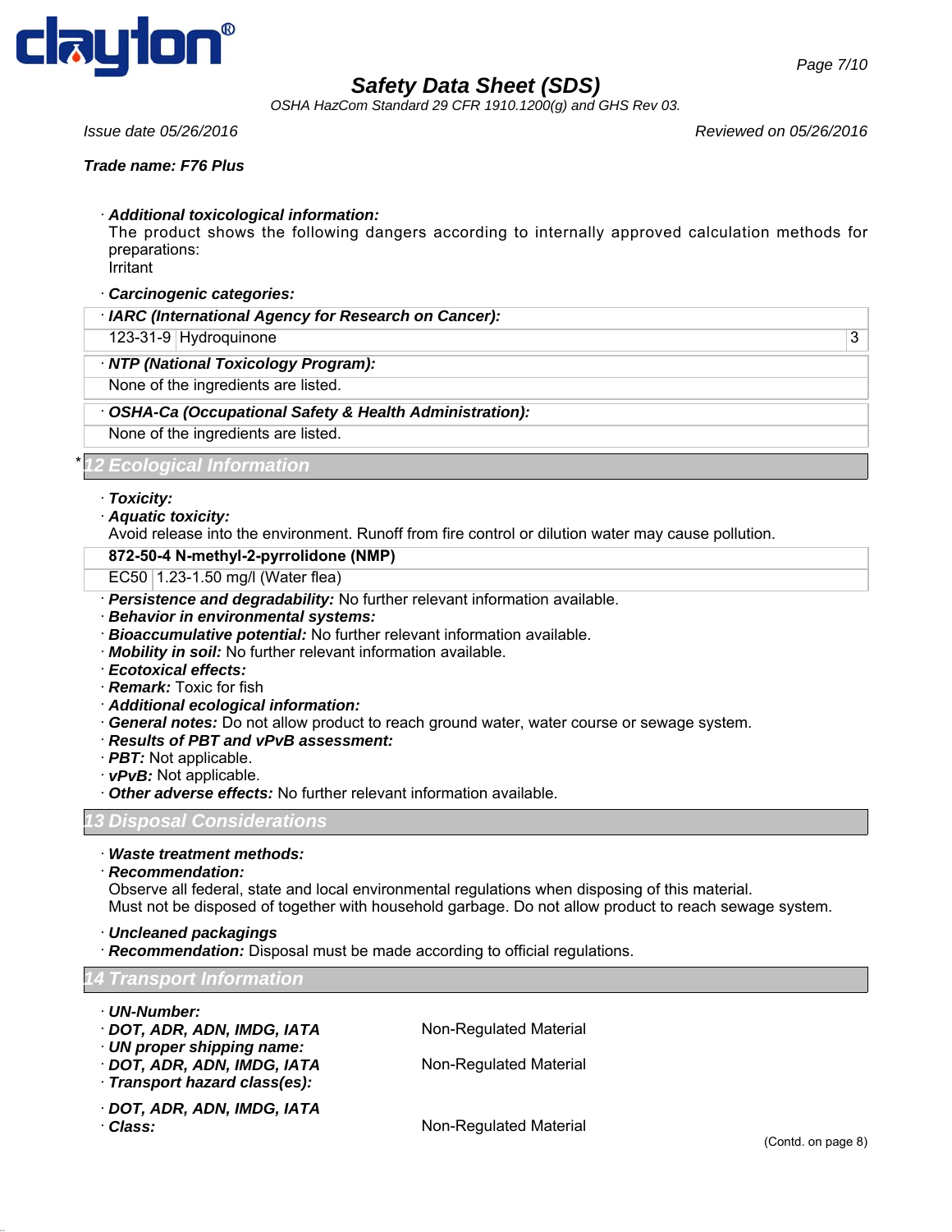· ***Additional toxicological information:***
The product shows the following dangers according to internally approved calculation methods for preparations:
Irritant

· ***Carcinogenic categories:***

| · ***IARC (International Agency for Research on Cancer):*** | | |
|---|---|---|
| 123-31-9 | Hydroquinone | 3 |

| · ***NTP (National Toxicology Program):*** |
|---|
| None of the ingredients are listed. |

| · ***OSHA-Ca (Occupational Safety & Health Administration):*** |
|---|
| None of the ingredients are listed. |

## * 12 Ecological Information

· ***Toxicity:***
· ***Aquatic toxicity:***
Avoid release into the environment. Runoff from fire control or dilution water may cause pollution.

| **872-50-4 N-methyl-2-pyrrolidone (NMP)** | |
|---|---|
| EC50 | 1.23-1.50 mg/l (Water flea) |

· ***Persistence and degradability:*** No further relevant information available.
· ***Behavior in environmental systems:***
· ***Bioaccumulative potential:*** No further relevant information available.
· ***Mobility in soil:*** No further relevant information available.
· ***Ecotoxical effects:***
· ***Remark:*** Toxic for fish
· ***Additional ecological information:***
· ***General notes:*** Do not allow product to reach ground water, water course or sewage system.
· ***Results of PBT and vPvB assessment:***
· ***PBT:*** Not applicable.
· ***vPvB:*** Not applicable.
· ***Other adverse effects:*** No further relevant information available.

## 13 Disposal Considerations

· ***Waste treatment methods:***
· ***Recommendation:***
Observe all federal, state and local environmental regulations when disposing of this material.
Must not be disposed of together with household garbage. Do not allow product to reach sewage system.

· ***Uncleaned packagings***
· ***Recommendation:*** Disposal must be made according to official regulations.

## 14 Transport Information

· ***UN-Number:***
· ***DOT, ADR, ADN, IMDG, IATA*** Non-Regulated Material
· ***UN proper shipping name:***
· ***DOT, ADR, ADN, IMDG, IATA*** Non-Regulated Material
· ***Transport hazard class(es):***

· ***DOT, ADR, ADN, IMDG, IATA***
· ***Class:*** Non-Regulated Material

(Contd. on page 8)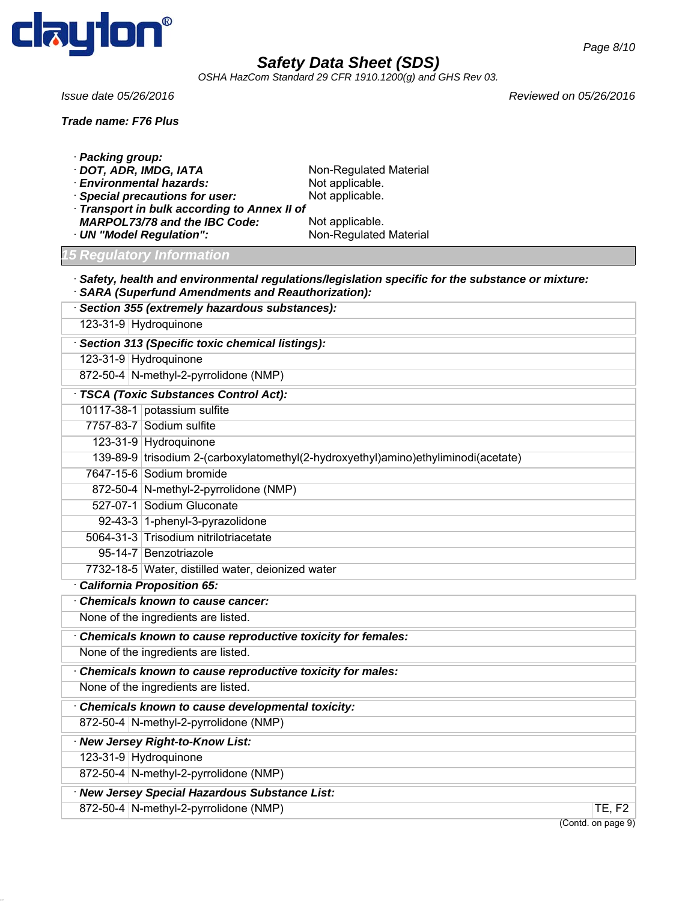**Trade name: F76 Plus**

· **Packing group:**
· **DOT, ADR, IMDG, IATA** Non-Regulated Material
· **Environmental hazards:** Not applicable.
· **Special precautions for user:** Not applicable.
· **Transport in bulk according to Annex II of MARPOL73/78 and the IBC Code:** Not applicable.
· **UN "Model Regulation":** Non-Regulated Material

## 15 Regulatory Information

· **Safety, health and environmental regulations/legislation specific for the substance or mixture:**
· **SARA (Superfund Amendments and Reauthorization):**

· **Section 355 (extremely hazardous substances):**

| | |
|---|---|
| 123-31-9 | Hydroquinone |

· **Section 313 (Specific toxic chemical listings):**

| | |
|---|---|
| 123-31-9 | Hydroquinone |
| 872-50-4 | N-methyl-2-pyrrolidone (NMP) |

· **TSCA (Toxic Substances Control Act):**

| | |
|---|---|
| 10117-38-1 | potassium sulfite |
| 7757-83-7 | Sodium sulfite |
| 123-31-9 | Hydroquinone |
| 139-89-9 | trisodium 2-(carboxylatomethyl(2-hydroxyethyl)amino)ethyliminodi(acetate) |
| 7647-15-6 | Sodium bromide |
| 872-50-4 | N-methyl-2-pyrrolidone (NMP) |
| 527-07-1 | Sodium Gluconate |
| 92-43-3 | 1-phenyl-3-pyrazolidone |
| 5064-31-3 | Trisodium nitrilotriacetate |
| 95-14-7 | Benzotriazole |
| 7732-18-5 | Water, distilled water, deionized water |

· **California Proposition 65:**

· **Chemicals known to cause cancer:**

None of the ingredients are listed.

· **Chemicals known to cause reproductive toxicity for females:**

None of the ingredients are listed.

· **Chemicals known to cause reproductive toxicity for males:**

None of the ingredients are listed.

· **Chemicals known to cause developmental toxicity:**

| | |
|---|---|
| 872-50-4 | N-methyl-2-pyrrolidone (NMP) |

· **New Jersey Right-to-Know List:**

| | |
|---|---|
| 123-31-9 | Hydroquinone |
| 872-50-4 | N-methyl-2-pyrrolidone (NMP) |

· **New Jersey Special Hazardous Substance List:**

| | | |
|---|---|---|
| 872-50-4 | N-methyl-2-pyrrolidone (NMP) | TE, F2 |

(Contd. on page 9)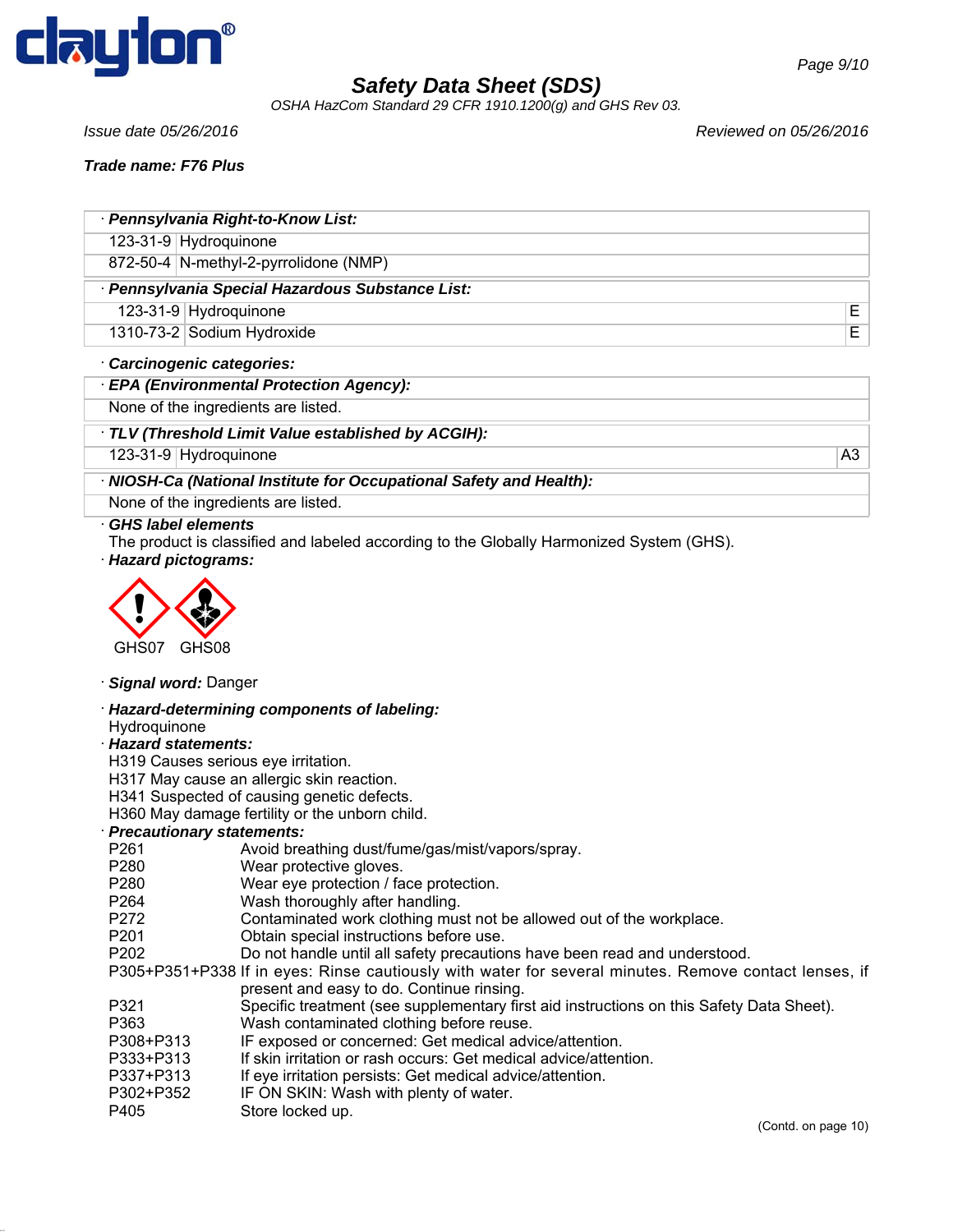**Safety Data Sheet (SDS)**

*OSHA HazCom Standard 29 CFR 1910.1200(g) and GHS Rev 03.*

*Issue date 05/26/2016* *Reviewed on 05/26/2016*

***Trade name: F76 Plus***

**· Pennsylvania Right-to-Know List:**

| | |
|---|---|
| 123-31-9 | Hydroquinone |
| 872-50-4 | N-methyl-2-pyrrolidone (NMP) |

**· Pennsylvania Special Hazardous Substance List:**

| | | |
|---|---|---|
| 123-31-9 | Hydroquinone | E |
| 1310-73-2 | Sodium Hydroxide | E |

**· Carcinogenic categories:**

**· EPA (Environmental Protection Agency):**

None of the ingredients are listed.

**· TLV (Threshold Limit Value established by ACGIH):**

| | | |
|---|---|---|
| 123-31-9 | Hydroquinone | A3 |

**· NIOSH-Ca (National Institute for Occupational Safety and Health):**

None of the ingredients are listed.

**· GHS label elements**

The product is classified and labeled according to the Globally Harmonized System (GHS).

**· Hazard pictograms:**

GHS07 GHS08

**· Signal word:** Danger

**· Hazard-determining components of labeling:**

Hydroquinone

**· Hazard statements:**

H319 Causes serious eye irritation.
H317 May cause an allergic skin reaction.
H341 Suspected of causing genetic defects.
H360 May damage fertility or the unborn child.

**· Precautionary statements:**

| | |
|---|---|
| P261 | Avoid breathing dust/fume/gas/mist/vapors/spray. |
| P280 | Wear protective gloves. |
| P280 | Wear eye protection / face protection. |
| P264 | Wash thoroughly after handling. |
| P272 | Contaminated work clothing must not be allowed out of the workplace. |
| P201 | Obtain special instructions before use. |
| P202 | Do not handle until all safety precautions have been read and understood. |
| P305+P351+P338 | If in eyes: Rinse cautiously with water for several minutes. Remove contact lenses, if present and easy to do. Continue rinsing. |
| P321 | Specific treatment (see supplementary first aid instructions on this Safety Data Sheet). |
| P363 | Wash contaminated clothing before reuse. |
| P308+P313 | IF exposed or concerned: Get medical advice/attention. |
| P333+P313 | If skin irritation or rash occurs: Get medical advice/attention. |
| P337+P313 | If eye irritation persists: Get medical advice/attention. |
| P302+P352 | IF ON SKIN: Wash with plenty of water. |
| P405 | Store locked up. |

(Contd. on page 10)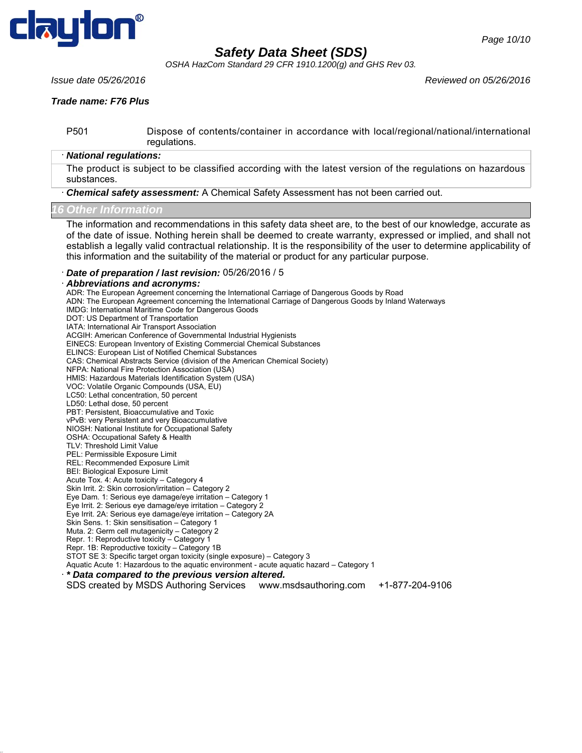P501 Dispose of contents/container in accordance with local/regional/national/international regulations.

· **National regulations:**

The product is subject to be classified according with the latest version of the regulations on hazardous substances.

· ***Chemical safety assessment:*** A Chemical Safety Assessment has not been carried out.

## 16 Other Information

The information and recommendations in this safety data sheet are, to the best of our knowledge, accurate as of the date of issue. Nothing herein shall be deemed to create warranty, expressed or implied, and shall not establish a legally valid contractual relationship. It is the responsibility of the user to determine applicability of this information and the suitability of the material or product for any particular purpose.

· ***Date of preparation / last revision:*** 05/26/2016 / 5

· ***Abbreviations and acronyms:***

ADR: The European Agreement concerning the International Carriage of Dangerous Goods by Road
ADN: The European Agreement concerning the International Carriage of Dangerous Goods by Inland Waterways
IMDG: International Maritime Code for Dangerous Goods
DOT: US Department of Transportation
IATA: International Air Transport Association
ACGIH: American Conference of Governmental Industrial Hygienists
EINECS: European Inventory of Existing Commercial Chemical Substances
ELINCS: European List of Notified Chemical Substances
CAS: Chemical Abstracts Service (division of the American Chemical Society)
NFPA: National Fire Protection Association (USA)
HMIS: Hazardous Materials Identification System (USA)
VOC: Volatile Organic Compounds (USA, EU)
LC50: Lethal concentration, 50 percent
LD50: Lethal dose, 50 percent
PBT: Persistent, Bioaccumulative and Toxic
vPvB: very Persistent and very Bioaccumulative
NIOSH: National Institute for Occupational Safety
OSHA: Occupational Safety & Health
TLV: Threshold Limit Value
PEL: Permissible Exposure Limit
REL: Recommended Exposure Limit
BEI: Biological Exposure Limit
Acute Tox. 4: Acute toxicity – Category 4
Skin Irrit. 2: Skin corrosion/irritation – Category 2
Eye Dam. 1: Serious eye damage/eye irritation – Category 1
Eye Irrit. 2: Serious eye damage/eye irritation – Category 2
Eye Irrit. 2A: Serious eye damage/eye irritation – Category 2A
Skin Sens. 1: Skin sensitisation – Category 1
Muta. 2: Germ cell mutagenicity – Category 2
Repr. 1: Reproductive toxicity – Category 1
Repr. 1B: Reproductive toxicity – Category 1B
STOT SE 3: Specific target organ toxicity (single exposure) – Category 3
Aquatic Acute 1: Hazardous to the aquatic environment - acute aquatic hazard – Category 1

· ***\* Data compared to the previous version altered.***

SDS created by MSDS Authoring Services www.msdsauthoring.com +1-877-204-9106